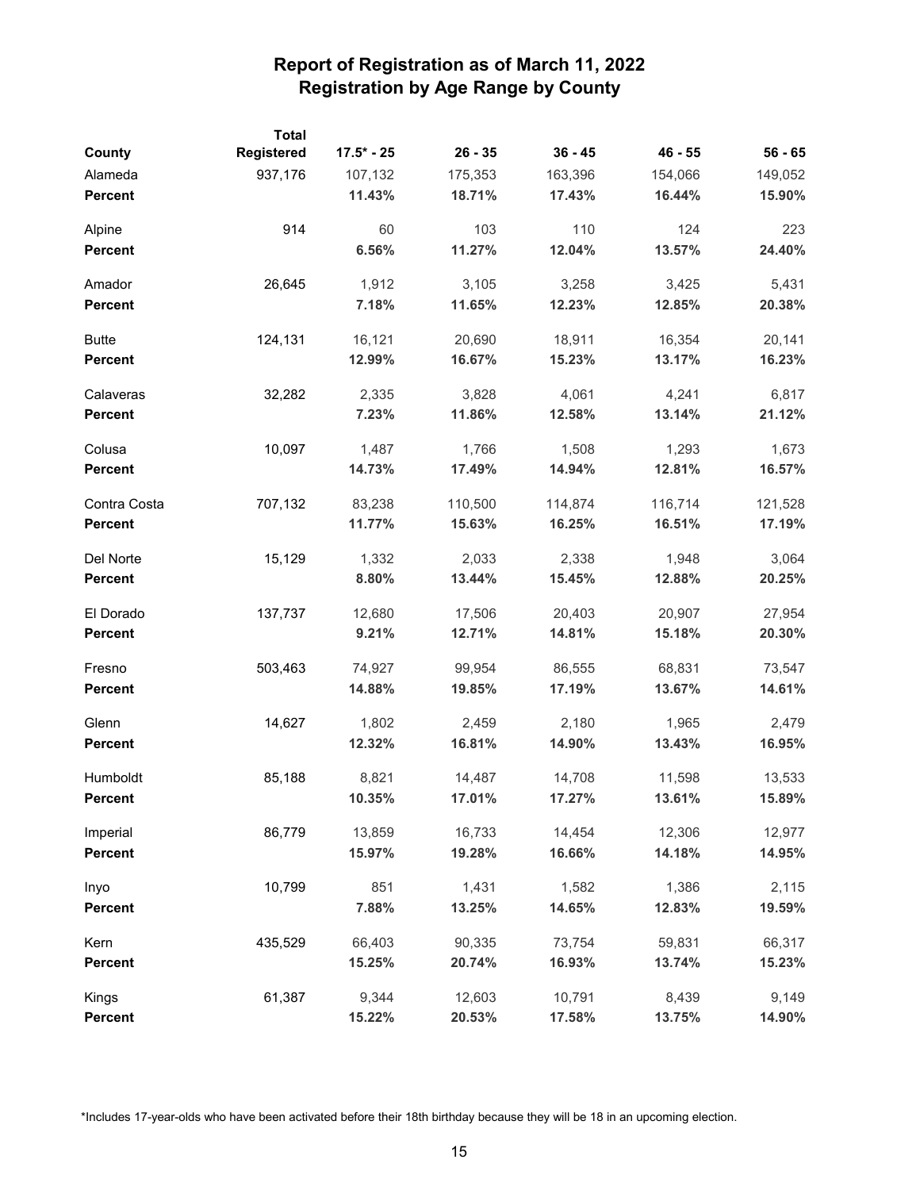# Report of Registration as of March 11, 2022
## Registration by Age Range by County

| County | Total Registered | 17.5* - 25 | 26 - 35 | 36 - 45 | 46 - 55 | 56 - 65 |
|---|---|---|---|---|---|---|
| Alameda | 937,176 | 107,132 | 175,353 | 163,396 | 154,066 | 149,052 |
| **Percent** | | **11.43%** | **18.71%** | **17.43%** | **16.44%** | **15.90%** |
| Alpine | 914 | 60 | 103 | 110 | 124 | 223 |
| **Percent** | | **6.56%** | **11.27%** | **12.04%** | **13.57%** | **24.40%** |
| Amador | 26,645 | 1,912 | 3,105 | 3,258 | 3,425 | 5,431 |
| **Percent** | | **7.18%** | **11.65%** | **12.23%** | **12.85%** | **20.38%** |
| Butte | 124,131 | 16,121 | 20,690 | 18,911 | 16,354 | 20,141 |
| **Percent** | | **12.99%** | **16.67%** | **15.23%** | **13.17%** | **16.23%** |
| Calaveras | 32,282 | 2,335 | 3,828 | 4,061 | 4,241 | 6,817 |
| **Percent** | | **7.23%** | **11.86%** | **12.58%** | **13.14%** | **21.12%** |
| Colusa | 10,097 | 1,487 | 1,766 | 1,508 | 1,293 | 1,673 |
| **Percent** | | **14.73%** | **17.49%** | **14.94%** | **12.81%** | **16.57%** |
| Contra Costa | 707,132 | 83,238 | 110,500 | 114,874 | 116,714 | 121,528 |
| **Percent** | | **11.77%** | **15.63%** | **16.25%** | **16.51%** | **17.19%** |
| Del Norte | 15,129 | 1,332 | 2,033 | 2,338 | 1,948 | 3,064 |
| **Percent** | | **8.80%** | **13.44%** | **15.45%** | **12.88%** | **20.25%** |
| El Dorado | 137,737 | 12,680 | 17,506 | 20,403 | 20,907 | 27,954 |
| **Percent** | | **9.21%** | **12.71%** | **14.81%** | **15.18%** | **20.30%** |
| Fresno | 503,463 | 74,927 | 99,954 | 86,555 | 68,831 | 73,547 |
| **Percent** | | **14.88%** | **19.85%** | **17.19%** | **13.67%** | **14.61%** |
| Glenn | 14,627 | 1,802 | 2,459 | 2,180 | 1,965 | 2,479 |
| **Percent** | | **12.32%** | **16.81%** | **14.90%** | **13.43%** | **16.95%** |
| Humboldt | 85,188 | 8,821 | 14,487 | 14,708 | 11,598 | 13,533 |
| **Percent** | | **10.35%** | **17.01%** | **17.27%** | **13.61%** | **15.89%** |
| Imperial | 86,779 | 13,859 | 16,733 | 14,454 | 12,306 | 12,977 |
| **Percent** | | **15.97%** | **19.28%** | **16.66%** | **14.18%** | **14.95%** |
| Inyo | 10,799 | 851 | 1,431 | 1,582 | 1,386 | 2,115 |
| **Percent** | | **7.88%** | **13.25%** | **14.65%** | **12.83%** | **19.59%** |
| Kern | 435,529 | 66,403 | 90,335 | 73,754 | 59,831 | 66,317 |
| **Percent** | | **15.25%** | **20.74%** | **16.93%** | **13.74%** | **15.23%** |
| Kings | 61,387 | 9,344 | 12,603 | 10,791 | 8,439 | 9,149 |
| **Percent** | | **15.22%** | **20.53%** | **17.58%** | **13.75%** | **14.90%** |

*Includes 17-year-olds who have been activated before their 18th birthday because they will be 18 in an upcoming election.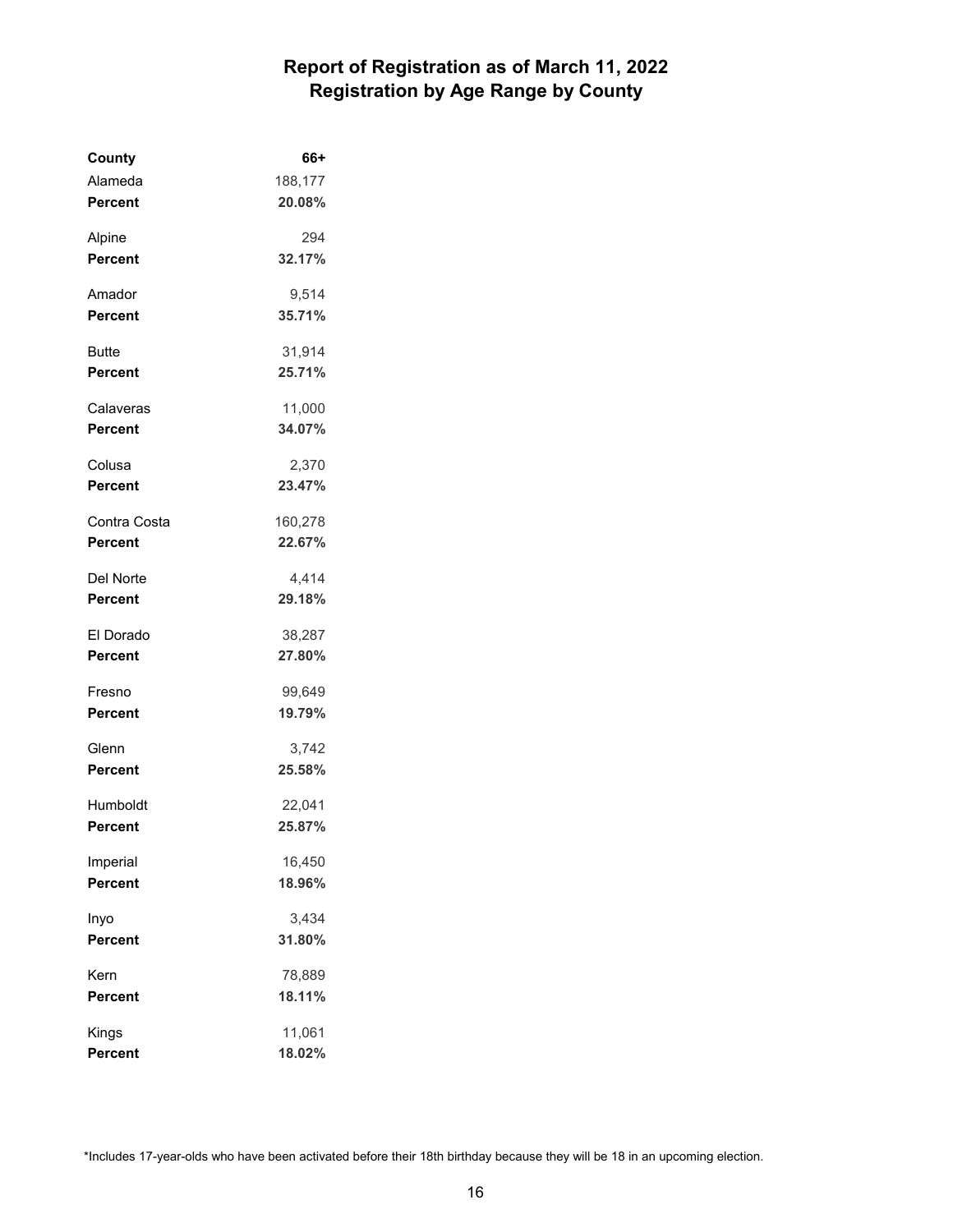# Report of Registration as of March 11, 2022
## Registration by Age Range by County

| County | 66+ |
|---|---|
| Alameda | 188,177 |
| **Percent** | **20.08%** |
| Alpine | 294 |
| **Percent** | **32.17%** |
| Amador | 9,514 |
| **Percent** | **35.71%** |
| Butte | 31,914 |
| **Percent** | **25.71%** |
| Calaveras | 11,000 |
| **Percent** | **34.07%** |
| Colusa | 2,370 |
| **Percent** | **23.47%** |
| Contra Costa | 160,278 |
| **Percent** | **22.67%** |
| Del Norte | 4,414 |
| **Percent** | **29.18%** |
| El Dorado | 38,287 |
| **Percent** | **27.80%** |
| Fresno | 99,649 |
| **Percent** | **19.79%** |
| Glenn | 3,742 |
| **Percent** | **25.58%** |
| Humboldt | 22,041 |
| **Percent** | **25.87%** |
| Imperial | 16,450 |
| **Percent** | **18.96%** |
| Inyo | 3,434 |
| **Percent** | **31.80%** |
| Kern | 78,889 |
| **Percent** | **18.11%** |
| Kings | 11,061 |
| **Percent** | **18.02%** |

*Includes 17-year-olds who have been activated before their 18th birthday because they will be 18 in an upcoming election.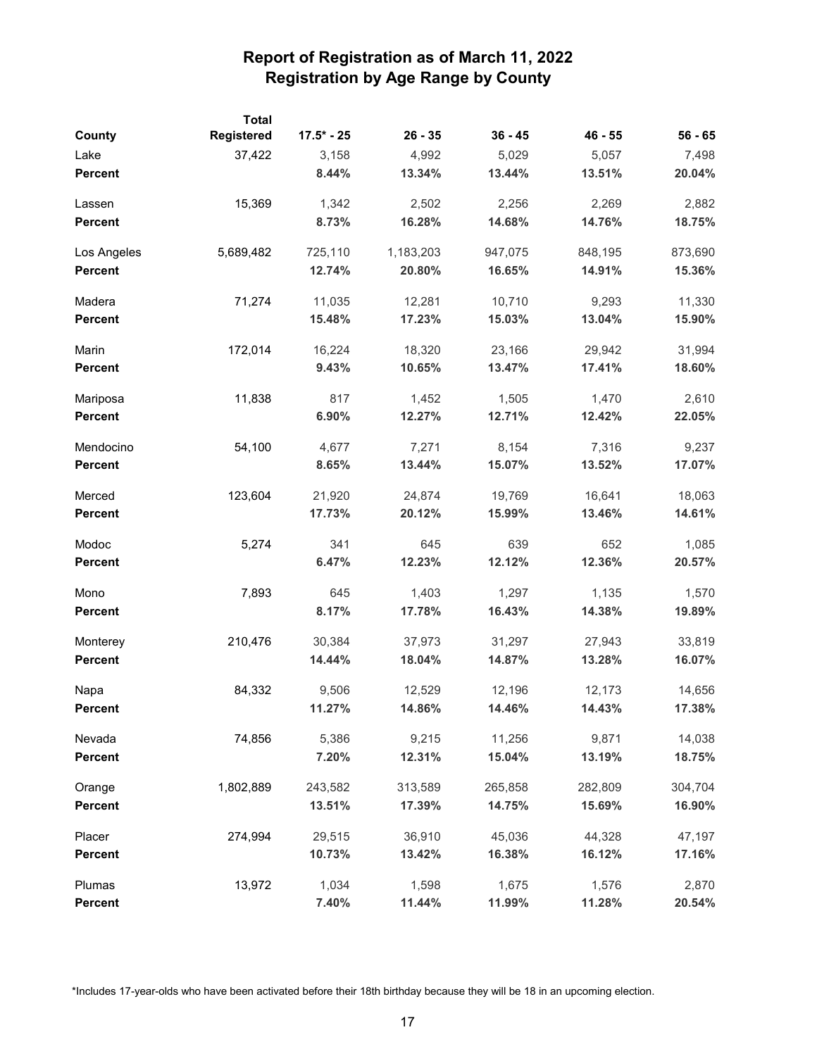# Report of Registration as of March 11, 2022
## Registration by Age Range by County

| County | Total Registered | 17.5* - 25 | 26 - 35 | 36 - 45 | 46 - 55 | 56 - 65 |
|---|---|---|---|---|---|---|
| Lake | 37,422 | 3,158 | 4,992 | 5,029 | 5,057 | 7,498 |
| **Percent** | | **8.44%** | **13.34%** | **13.44%** | **13.51%** | **20.04%** |
| Lassen | 15,369 | 1,342 | 2,502 | 2,256 | 2,269 | 2,882 |
| **Percent** | | **8.73%** | **16.28%** | **14.68%** | **14.76%** | **18.75%** |
| Los Angeles | 5,689,482 | 725,110 | 1,183,203 | 947,075 | 848,195 | 873,690 |
| **Percent** | | **12.74%** | **20.80%** | **16.65%** | **14.91%** | **15.36%** |
| Madera | 71,274 | 11,035 | 12,281 | 10,710 | 9,293 | 11,330 |
| **Percent** | | **15.48%** | **17.23%** | **15.03%** | **13.04%** | **15.90%** |
| Marin | 172,014 | 16,224 | 18,320 | 23,166 | 29,942 | 31,994 |
| **Percent** | | **9.43%** | **10.65%** | **13.47%** | **17.41%** | **18.60%** |
| Mariposa | 11,838 | 817 | 1,452 | 1,505 | 1,470 | 2,610 |
| **Percent** | | **6.90%** | **12.27%** | **12.71%** | **12.42%** | **22.05%** |
| Mendocino | 54,100 | 4,677 | 7,271 | 8,154 | 7,316 | 9,237 |
| **Percent** | | **8.65%** | **13.44%** | **15.07%** | **13.52%** | **17.07%** |
| Merced | 123,604 | 21,920 | 24,874 | 19,769 | 16,641 | 18,063 |
| **Percent** | | **17.73%** | **20.12%** | **15.99%** | **13.46%** | **14.61%** |
| Modoc | 5,274 | 341 | 645 | 639 | 652 | 1,085 |
| **Percent** | | **6.47%** | **12.23%** | **12.12%** | **12.36%** | **20.57%** |
| Mono | 7,893 | 645 | 1,403 | 1,297 | 1,135 | 1,570 |
| **Percent** | | **8.17%** | **17.78%** | **16.43%** | **14.38%** | **19.89%** |
| Monterey | 210,476 | 30,384 | 37,973 | 31,297 | 27,943 | 33,819 |
| **Percent** | | **14.44%** | **18.04%** | **14.87%** | **13.28%** | **16.07%** |
| Napa | 84,332 | 9,506 | 12,529 | 12,196 | 12,173 | 14,656 |
| **Percent** | | **11.27%** | **14.86%** | **14.46%** | **14.43%** | **17.38%** |
| Nevada | 74,856 | 5,386 | 9,215 | 11,256 | 9,871 | 14,038 |
| **Percent** | | **7.20%** | **12.31%** | **15.04%** | **13.19%** | **18.75%** |
| Orange | 1,802,889 | 243,582 | 313,589 | 265,858 | 282,809 | 304,704 |
| **Percent** | | **13.51%** | **17.39%** | **14.75%** | **15.69%** | **16.90%** |
| Placer | 274,994 | 29,515 | 36,910 | 45,036 | 44,328 | 47,197 |
| **Percent** | | **10.73%** | **13.42%** | **16.38%** | **16.12%** | **17.16%** |
| Plumas | 13,972 | 1,034 | 1,598 | 1,675 | 1,576 | 2,870 |
| **Percent** | | **7.40%** | **11.44%** | **11.99%** | **11.28%** | **20.54%** |

*Includes 17-year-olds who have been activated before their 18th birthday because they will be 18 in an upcoming election.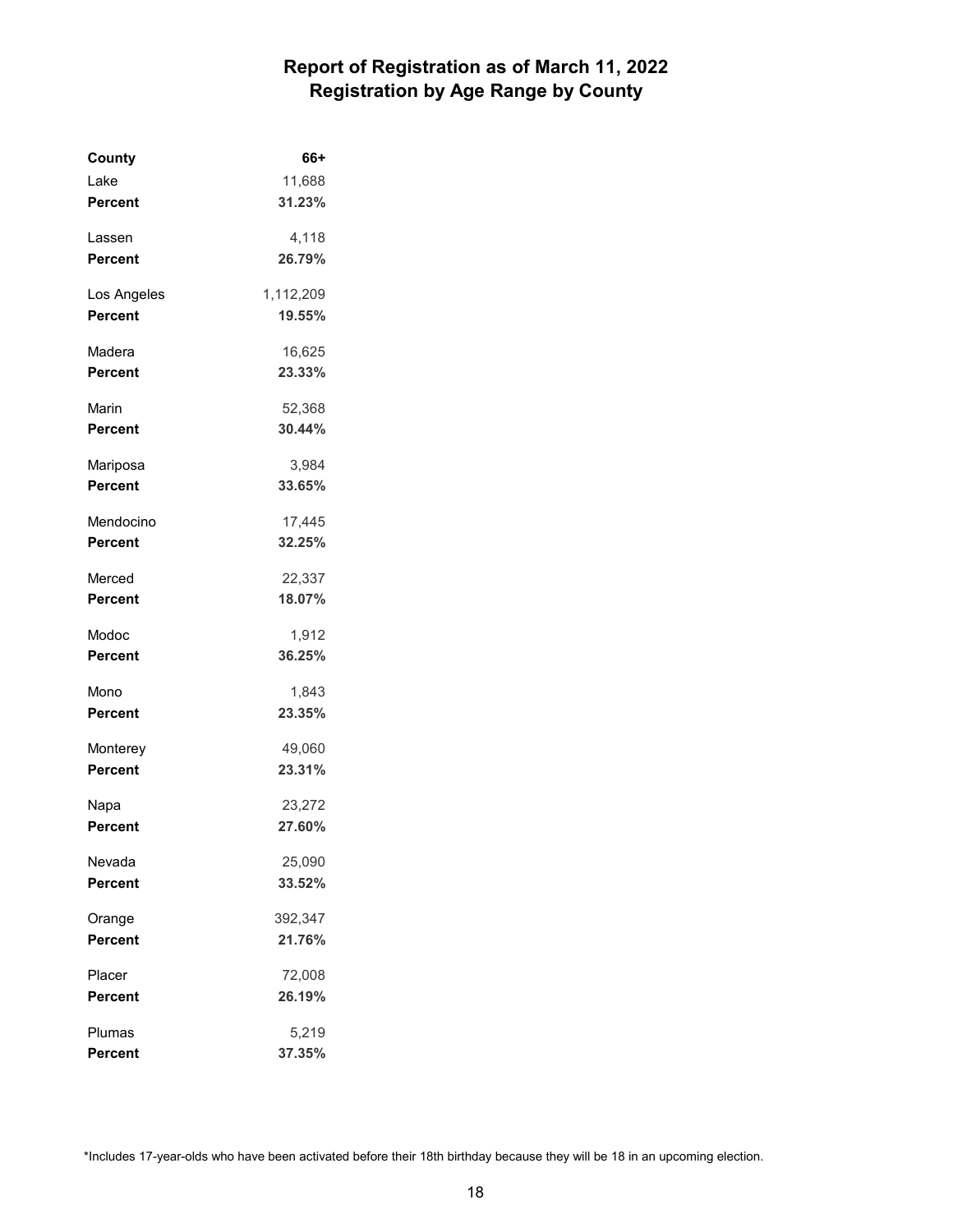# Report of Registration as of March 11, 2022
## Registration by Age Range by County

| County | 66+ |
|---|---|
| Lake | 11,688 |
| **Percent** | **31.23%** |
| Lassen | 4,118 |
| **Percent** | **26.79%** |
| Los Angeles | 1,112,209 |
| **Percent** | **19.55%** |
| Madera | 16,625 |
| **Percent** | **23.33%** |
| Marin | 52,368 |
| **Percent** | **30.44%** |
| Mariposa | 3,984 |
| **Percent** | **33.65%** |
| Mendocino | 17,445 |
| **Percent** | **32.25%** |
| Merced | 22,337 |
| **Percent** | **18.07%** |
| Modoc | 1,912 |
| **Percent** | **36.25%** |
| Mono | 1,843 |
| **Percent** | **23.35%** |
| Monterey | 49,060 |
| **Percent** | **23.31%** |
| Napa | 23,272 |
| **Percent** | **27.60%** |
| Nevada | 25,090 |
| **Percent** | **33.52%** |
| Orange | 392,347 |
| **Percent** | **21.76%** |
| Placer | 72,008 |
| **Percent** | **26.19%** |
| Plumas | 5,219 |
| **Percent** | **37.35%** |

*Includes 17-year-olds who have been activated before their 18th birthday because they will be 18 in an upcoming election.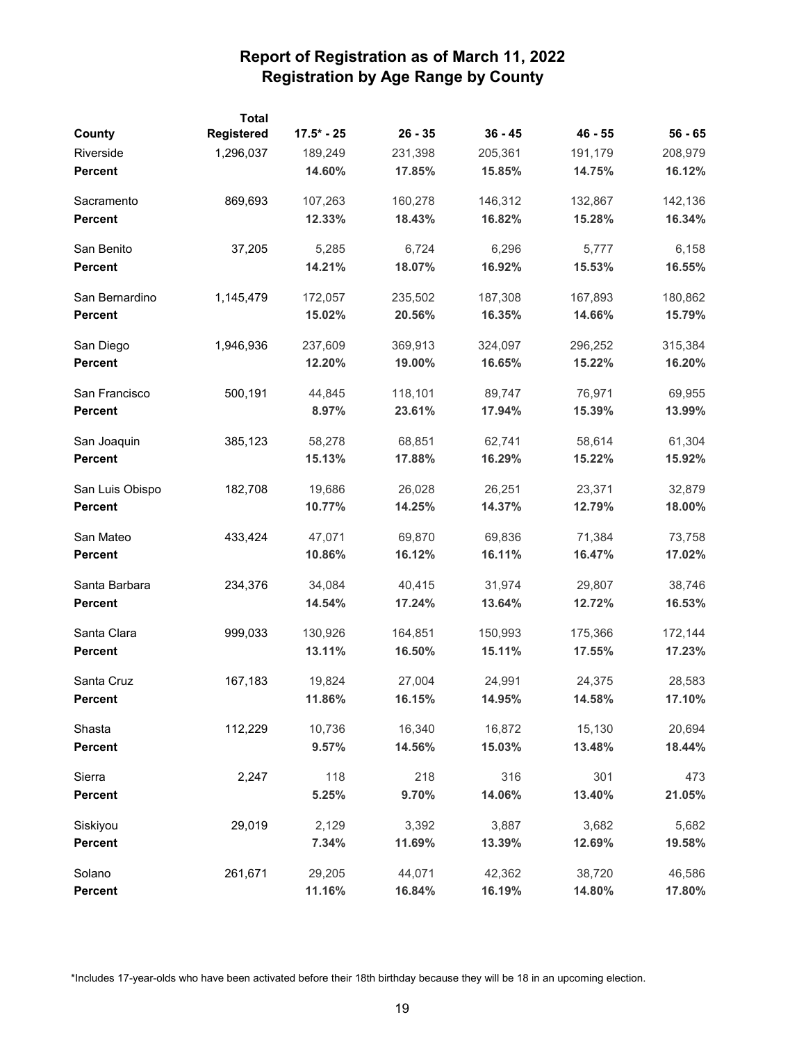# Report of Registration as of March 11, 2022
## Registration by Age Range by County

| County | Total Registered | 17.5* - 25 | 26 - 35 | 36 - 45 | 46 - 55 | 56 - 65 |
|---|---|---|---|---|---|---|
| Riverside | 1,296,037 | 189,249 | 231,398 | 205,361 | 191,179 | 208,979 |
| **Percent** | | **14.60%** | **17.85%** | **15.85%** | **14.75%** | **16.12%** |
| Sacramento | 869,693 | 107,263 | 160,278 | 146,312 | 132,867 | 142,136 |
| **Percent** | | **12.33%** | **18.43%** | **16.82%** | **15.28%** | **16.34%** |
| San Benito | 37,205 | 5,285 | 6,724 | 6,296 | 5,777 | 6,158 |
| **Percent** | | **14.21%** | **18.07%** | **16.92%** | **15.53%** | **16.55%** |
| San Bernardino | 1,145,479 | 172,057 | 235,502 | 187,308 | 167,893 | 180,862 |
| **Percent** | | **15.02%** | **20.56%** | **16.35%** | **14.66%** | **15.79%** |
| San Diego | 1,946,936 | 237,609 | 369,913 | 324,097 | 296,252 | 315,384 |
| **Percent** | | **12.20%** | **19.00%** | **16.65%** | **15.22%** | **16.20%** |
| San Francisco | 500,191 | 44,845 | 118,101 | 89,747 | 76,971 | 69,955 |
| **Percent** | | **8.97%** | **23.61%** | **17.94%** | **15.39%** | **13.99%** |
| San Joaquin | 385,123 | 58,278 | 68,851 | 62,741 | 58,614 | 61,304 |
| **Percent** | | **15.13%** | **17.88%** | **16.29%** | **15.22%** | **15.92%** |
| San Luis Obispo | 182,708 | 19,686 | 26,028 | 26,251 | 23,371 | 32,879 |
| **Percent** | | **10.77%** | **14.25%** | **14.37%** | **12.79%** | **18.00%** |
| San Mateo | 433,424 | 47,071 | 69,870 | 69,836 | 71,384 | 73,758 |
| **Percent** | | **10.86%** | **16.12%** | **16.11%** | **16.47%** | **17.02%** |
| Santa Barbara | 234,376 | 34,084 | 40,415 | 31,974 | 29,807 | 38,746 |
| **Percent** | | **14.54%** | **17.24%** | **13.64%** | **12.72%** | **16.53%** |
| Santa Clara | 999,033 | 130,926 | 164,851 | 150,993 | 175,366 | 172,144 |
| **Percent** | | **13.11%** | **16.50%** | **15.11%** | **17.55%** | **17.23%** |
| Santa Cruz | 167,183 | 19,824 | 27,004 | 24,991 | 24,375 | 28,583 |
| **Percent** | | **11.86%** | **16.15%** | **14.95%** | **14.58%** | **17.10%** |
| Shasta | 112,229 | 10,736 | 16,340 | 16,872 | 15,130 | 20,694 |
| **Percent** | | **9.57%** | **14.56%** | **15.03%** | **13.48%** | **18.44%** |
| Sierra | 2,247 | 118 | 218 | 316 | 301 | 473 |
| **Percent** | | **5.25%** | **9.70%** | **14.06%** | **13.40%** | **21.05%** |
| Siskiyou | 29,019 | 2,129 | 3,392 | 3,887 | 3,682 | 5,682 |
| **Percent** | | **7.34%** | **11.69%** | **13.39%** | **12.69%** | **19.58%** |
| Solano | 261,671 | 29,205 | 44,071 | 42,362 | 38,720 | 46,586 |
| **Percent** | | **11.16%** | **16.84%** | **16.19%** | **14.80%** | **17.80%** |

*Includes 17-year-olds who have been activated before their 18th birthday because they will be 18 in an upcoming election.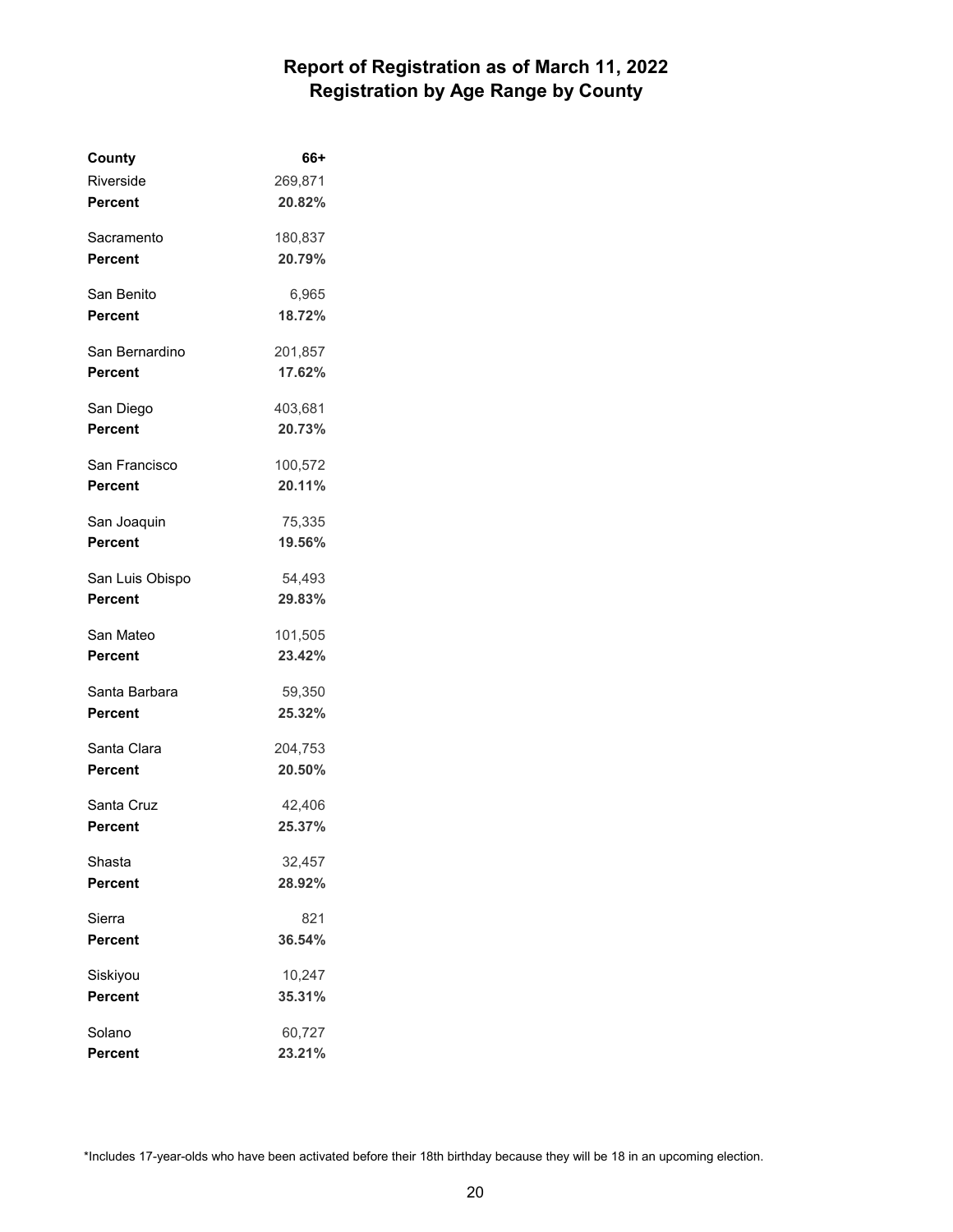# Report of Registration as of March 11, 2022
## Registration by Age Range by County

| County | 66+ |
|---|---|
| Riverside | 269,871 |
| **Percent** | **20.82%** |
| Sacramento | 180,837 |
| **Percent** | **20.79%** |
| San Benito | 6,965 |
| **Percent** | **18.72%** |
| San Bernardino | 201,857 |
| **Percent** | **17.62%** |
| San Diego | 403,681 |
| **Percent** | **20.73%** |
| San Francisco | 100,572 |
| **Percent** | **20.11%** |
| San Joaquin | 75,335 |
| **Percent** | **19.56%** |
| San Luis Obispo | 54,493 |
| **Percent** | **29.83%** |
| San Mateo | 101,505 |
| **Percent** | **23.42%** |
| Santa Barbara | 59,350 |
| **Percent** | **25.32%** |
| Santa Clara | 204,753 |
| **Percent** | **20.50%** |
| Santa Cruz | 42,406 |
| **Percent** | **25.37%** |
| Shasta | 32,457 |
| **Percent** | **28.92%** |
| Sierra | 821 |
| **Percent** | **36.54%** |
| Siskiyou | 10,247 |
| **Percent** | **35.31%** |
| Solano | 60,727 |
| **Percent** | **23.21%** |

*Includes 17-year-olds who have been activated before their 18th birthday because they will be 18 in an upcoming election.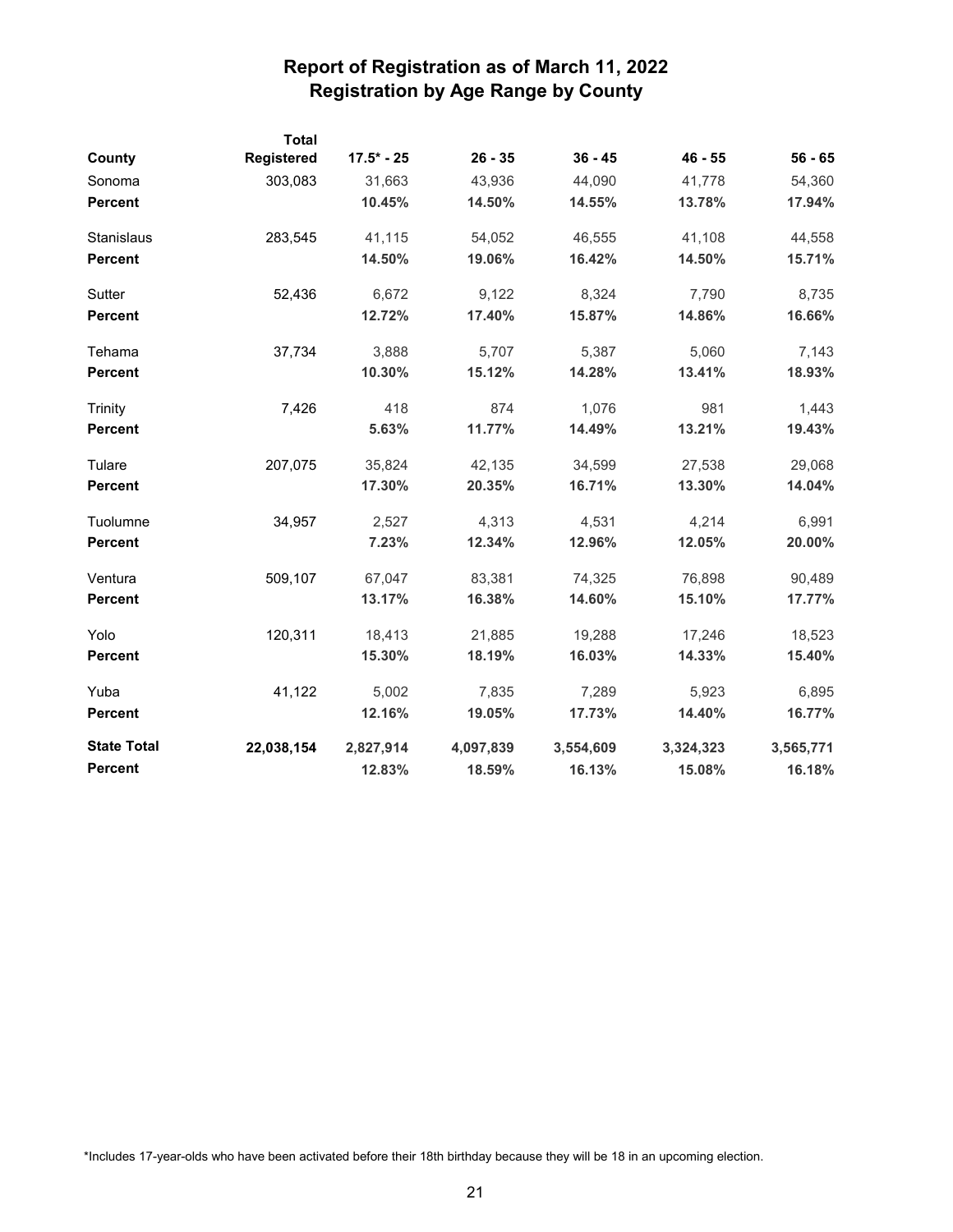# Report of Registration as of March 11, 2022
## Registration by Age Range by County

| County | Total Registered | 17.5* - 25 | 26 - 35 | 36 - 45 | 46 - 55 | 56 - 65 |
|---|---|---|---|---|---|---|
| Sonoma | 303,083 | 31,663 | 43,936 | 44,090 | 41,778 | 54,360 |
| **Percent** | | **10.45%** | **14.50%** | **14.55%** | **13.78%** | **17.94%** |
| Stanislaus | 283,545 | 41,115 | 54,052 | 46,555 | 41,108 | 44,558 |
| **Percent** | | **14.50%** | **19.06%** | **16.42%** | **14.50%** | **15.71%** |
| Sutter | 52,436 | 6,672 | 9,122 | 8,324 | 7,790 | 8,735 |
| **Percent** | | **12.72%** | **17.40%** | **15.87%** | **14.86%** | **16.66%** |
| Tehama | 37,734 | 3,888 | 5,707 | 5,387 | 5,060 | 7,143 |
| **Percent** | | **10.30%** | **15.12%** | **14.28%** | **13.41%** | **18.93%** |
| Trinity | 7,426 | 418 | 874 | 1,076 | 981 | 1,443 |
| **Percent** | | **5.63%** | **11.77%** | **14.49%** | **13.21%** | **19.43%** |
| Tulare | 207,075 | 35,824 | 42,135 | 34,599 | 27,538 | 29,068 |
| **Percent** | | **17.30%** | **20.35%** | **16.71%** | **13.30%** | **14.04%** |
| Tuolumne | 34,957 | 2,527 | 4,313 | 4,531 | 4,214 | 6,991 |
| **Percent** | | **7.23%** | **12.34%** | **12.96%** | **12.05%** | **20.00%** |
| Ventura | 509,107 | 67,047 | 83,381 | 74,325 | 76,898 | 90,489 |
| **Percent** | | **13.17%** | **16.38%** | **14.60%** | **15.10%** | **17.77%** |
| Yolo | 120,311 | 18,413 | 21,885 | 19,288 | 17,246 | 18,523 |
| **Percent** | | **15.30%** | **18.19%** | **16.03%** | **14.33%** | **15.40%** |
| Yuba | 41,122 | 5,002 | 7,835 | 7,289 | 5,923 | 6,895 |
| **Percent** | | **12.16%** | **19.05%** | **17.73%** | **14.40%** | **16.77%** |
| **State Total** | **22,038,154** | **2,827,914** | **4,097,839** | **3,554,609** | **3,324,323** | **3,565,771** |
| **Percent** | | **12.83%** | **18.59%** | **16.13%** | **15.08%** | **16.18%** |

*Includes 17-year-olds who have been activated before their 18th birthday because they will be 18 in an upcoming election.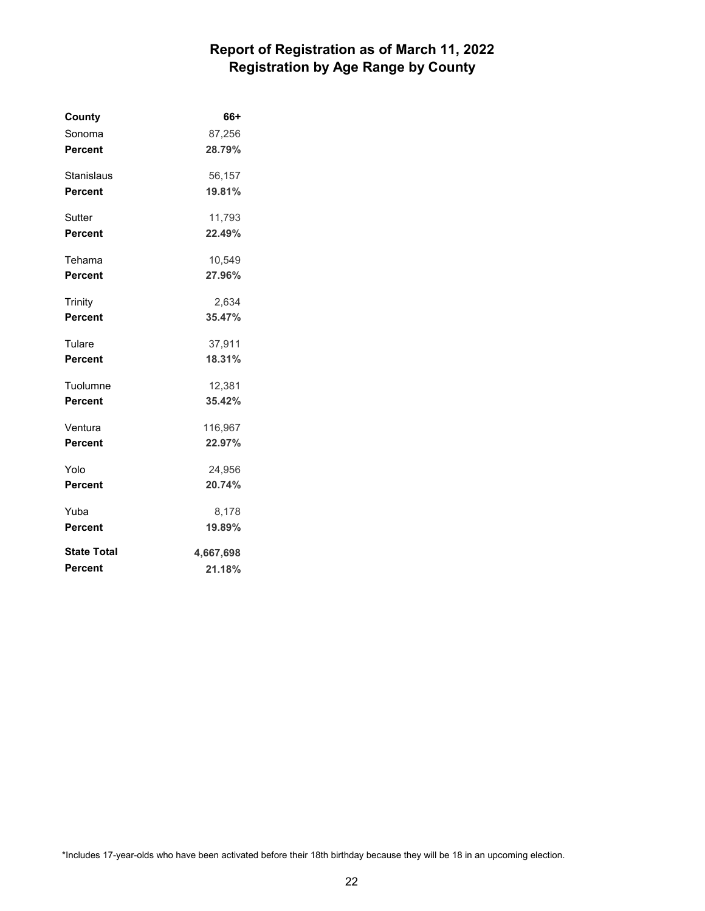# Report of Registration as of March 11, 2022
## Registration by Age Range by County

| County | 66+ |
|---|---|
| Sonoma | 87,256 |
| **Percent** | **28.79%** |
| Stanislaus | 56,157 |
| **Percent** | **19.81%** |
| Sutter | 11,793 |
| **Percent** | **22.49%** |
| Tehama | 10,549 |
| **Percent** | **27.96%** |
| Trinity | 2,634 |
| **Percent** | **35.47%** |
| Tulare | 37,911 |
| **Percent** | **18.31%** |
| Tuolumne | 12,381 |
| **Percent** | **35.42%** |
| Ventura | 116,967 |
| **Percent** | **22.97%** |
| Yolo | 24,956 |
| **Percent** | **20.74%** |
| Yuba | 8,178 |
| **Percent** | **19.89%** |
| **State Total** | **4,667,698** |
| **Percent** | **21.18%** |

*Includes 17-year-olds who have been activated before their 18th birthday because they will be 18 in an upcoming election.